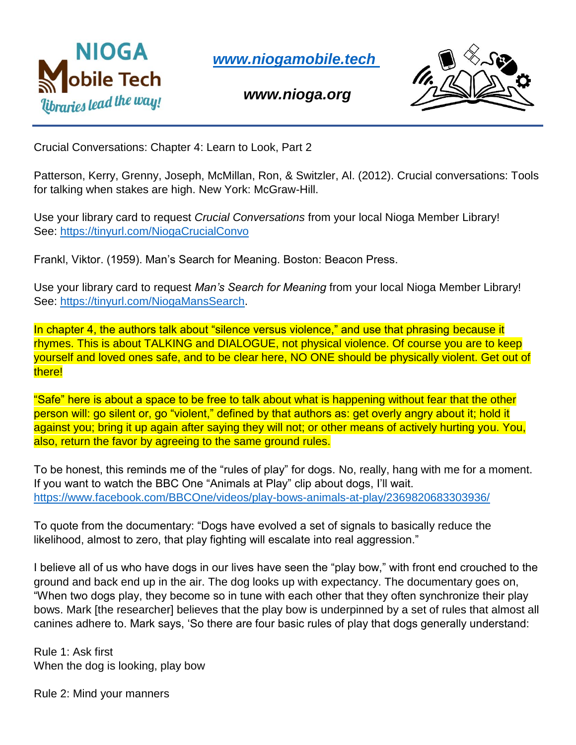NIOGA Mobile Tech
*Libraries lead the way!*

***[www.niogamobile.tech](www.niogamobile.tech)***

***www.nioga.org***

Crucial Conversations: Chapter 4: Learn to Look, Part 2

Patterson, Kerry, Grenny, Joseph, McMillan, Ron, & Switzler, Al. (2012). Crucial conversations: Tools for talking when stakes are high. New York: McGraw-Hill.

Use your library card to request *Crucial Conversations* from your local Nioga Member Library! See: [https://tinyurl.com/NiogaCrucialConvo](https://tinyurl.com/NiogaCrucialConvo)

Frankl, Viktor. (1959). Man's Search for Meaning. Boston: Beacon Press.

Use your library card to request *Man's Search for Meaning* from your local Nioga Member Library! See: [https://tinyurl.com/NiogaMansSearch](https://tinyurl.com/NiogaMansSearch).

In chapter 4, the authors talk about "silence versus violence," and use that phrasing because it rhymes. This is about TALKING and DIALOGUE, not physical violence. Of course you are to keep yourself and loved ones safe, and to be clear here, NO ONE should be physically violent. Get out of there!

"Safe" here is about a space to be free to talk about what is happening without fear that the other person will: go silent or, go "violent," defined by that authors as: get overly angry about it; hold it against you; bring it up again after saying they will not; or other means of actively hurting you. You, also, return the favor by agreeing to the same ground rules.

To be honest, this reminds me of the "rules of play" for dogs. No, really, hang with me for a moment. If you want to watch the BBC One "Animals at Play" clip about dogs, I'll wait. [https://www.facebook.com/BBCOne/videos/play-bows-animals-at-play/2369820683303936/](https://www.facebook.com/BBCOne/videos/play-bows-animals-at-play/2369820683303936/)

To quote from the documentary: "Dogs have evolved a set of signals to basically reduce the likelihood, almost to zero, that play fighting will escalate into real aggression."

I believe all of us who have dogs in our lives have seen the "play bow," with front end crouched to the ground and back end up in the air. The dog looks up with expectancy. The documentary goes on, "When two dogs play, they become so in tune with each other that they often synchronize their play bows. Mark [the researcher] believes that the play bow is underpinned by a set of rules that almost all canines adhere to. Mark says, 'So there are four basic rules of play that dogs generally understand:

Rule 1: Ask first
When the dog is looking, play bow

Rule 2: Mind your manners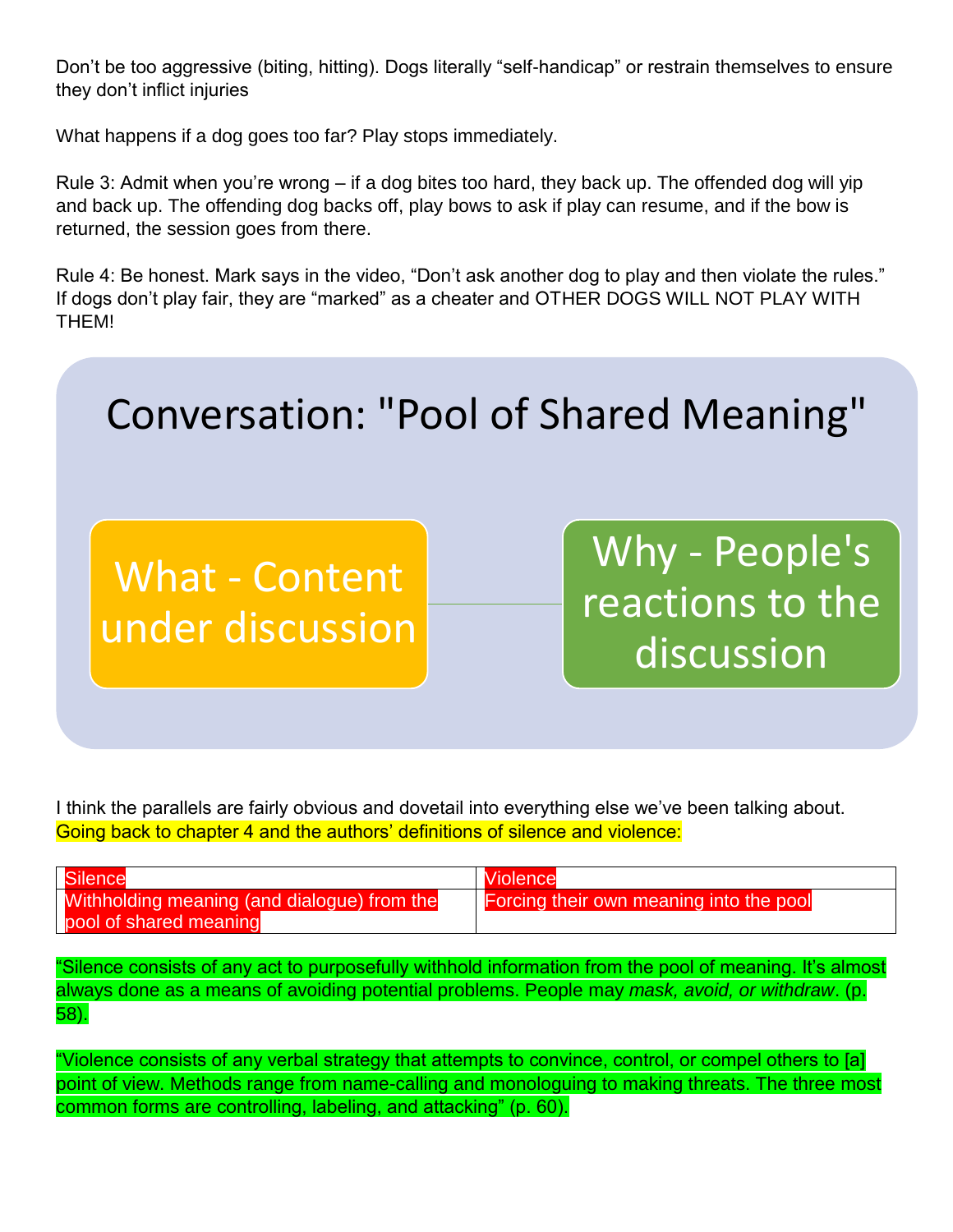Don't be too aggressive (biting, hitting). Dogs literally "self-handicap" or restrain themselves to ensure they don't inflict injuries

What happens if a dog goes too far? Play stops immediately.

Rule 3: Admit when you're wrong – if a dog bites too hard, they back up. The offended dog will yip and back up. The offending dog backs off, play bows to ask if play can resume, and if the bow is returned, the session goes from there.

Rule 4: Be honest. Mark says in the video, "Don't ask another dog to play and then violate the rules." If dogs don't play fair, they are "marked" as a cheater and OTHER DOGS WILL NOT PLAY WITH THEM!

## Conversation: "Pool of Shared Meaning"

What - Content under discussion

Why - People's reactions to the discussion

I think the parallels are fairly obvious and dovetail into everything else we've been talking about. Going back to chapter 4 and the authors' definitions of silence and violence:

| Silence | Violence |
| --- | --- |
| Withholding meaning (and dialogue) from the pool of shared meaning | Forcing their own meaning into the pool |

"Silence consists of any act to purposefully withhold information from the pool of meaning. It's almost always done as a means of avoiding potential problems. People may *mask, avoid, or withdraw*. (p. 58).

"Violence consists of any verbal strategy that attempts to convince, control, or compel others to [a] point of view. Methods range from name-calling and monologuing to making threats. The three most common forms are controlling, labeling, and attacking" (p. 60).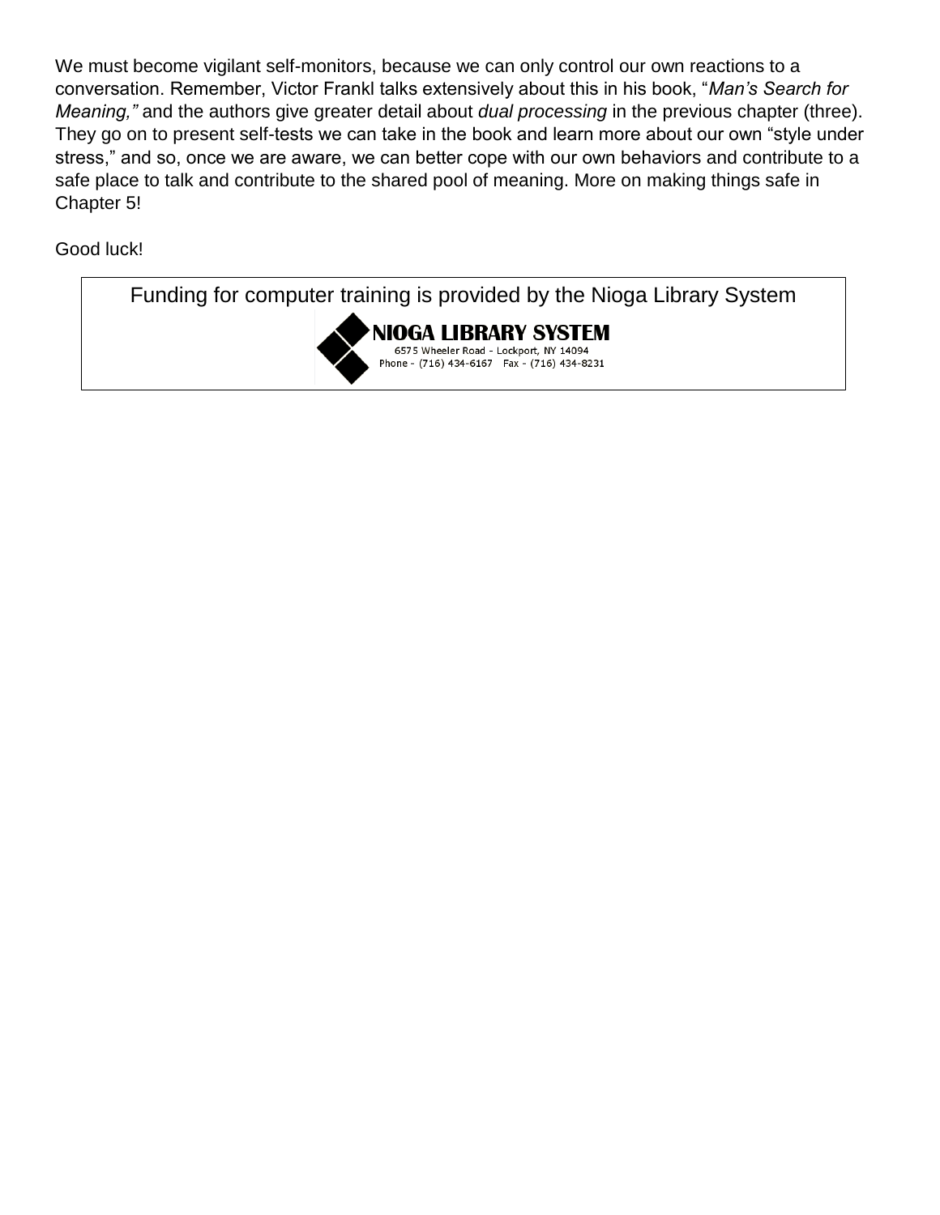We must become vigilant self-monitors, because we can only control our own reactions to a conversation. Remember, Victor Frankl talks extensively about this in his book, "*Man's Search for Meaning,"* and the authors give greater detail about *dual processing* in the previous chapter (three). They go on to present self-tests we can take in the book and learn more about our own "style under stress," and so, once we are aware, we can better cope with our own behaviors and contribute to a safe place to talk and contribute to the shared pool of meaning. More on making things safe in Chapter 5!

Good luck!

Funding for computer training is provided by the Nioga Library System

**NIOGA LIBRARY SYSTEM**
6575 Wheeler Road - Lockport, NY 14094
Phone - (716) 434-6167 Fax - (716) 434-8231